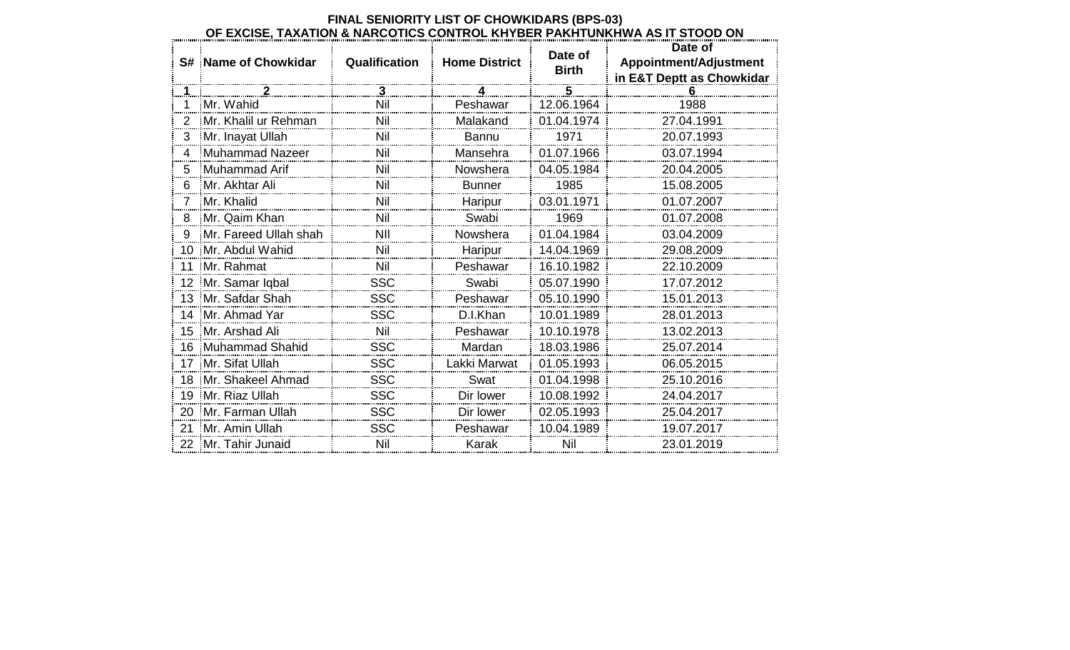**FINAL SENIORITY LIST OF CHOWKIDARS (BPS-03)**
**OF EXCISE, TAXATION & NARCOTICS CONTROL KHYBER PAKHTUNKHWA AS IT STOOD ON**

| S# | Name of Chowkidar | Qualification | Home District | Date of Birth | Date of Appointment/Adjustment in E&T Deptt as Chowkidar |
|---|---|---|---|---|---|
| 1 | 2 | 3 | 4 | 5 | 6 |
| 1 | Mr. Wahid | Nil | Peshawar | 12.06.1964 | 1988 |
| 2 | Mr. Khalil ur Rehman | Nil | Malakand | 01.04.1974 | 27.04.1991 |
| 3 | Mr. Inayat Ullah | Nil | Bannu | 1971 | 20.07.1993 |
| 4 | Muhammad Nazeer | Nil | Mansehra | 01.07.1966 | 03.07.1994 |
| 5 | Muhammad Arif | Nil | Nowshera | 04.05.1984 | 20.04.2005 |
| 6 | Mr. Akhtar Ali | Nil | Bunner | 1985 | 15.08.2005 |
| 7 | Mr. Khalid | Nil | Haripur | 03.01.1971 | 01.07.2007 |
| 8 | Mr. Qaim Khan | Nil | Swabi | 1969 | 01.07.2008 |
| 9 | Mr. Fareed Ullah shah | NIl | Nowshera | 01.04.1984 | 03.04.2009 |
| 10 | Mr. Abdul Wahid | Nil | Haripur | 14.04.1969 | 29.08.2009 |
| 11 | Mr. Rahmat | Nil | Peshawar | 16.10.1982 | 22.10.2009 |
| 12 | Mr. Samar Iqbal | SSC | Swabi | 05.07.1990 | 17.07.2012 |
| 13 | Mr. Safdar Shah | SSC | Peshawar | 05.10.1990 | 15.01.2013 |
| 14 | Mr. Ahmad Yar | SSC | D.I.Khan | 10.01.1989 | 28.01.2013 |
| 15 | Mr. Arshad Ali | Nil | Peshawar | 10.10.1978 | 13.02.2013 |
| 16 | Muhammad Shahid | SSC | Mardan | 18.03.1986 | 25.07.2014 |
| 17 | Mr. Sifat Ullah | SSC | Lakki Marwat | 01.05.1993 | 06.05.2015 |
| 18 | Mr. Shakeel Ahmad | SSC | Swat | 01.04.1998 | 25.10.2016 |
| 19 | Mr. Riaz Ullah | SSC | Dir lower | 10.08.1992 | 24.04.2017 |
| 20 | Mr. Farman Ullah | SSC | Dir lower | 02.05.1993 | 25.04.2017 |
| 21 | Mr. Amin Ullah | SSC | Peshawar | 10.04.1989 | 19.07.2017 |
| 22 | Mr. Tahir Junaid | Nil | Karak | Nil | 23.01.2019 |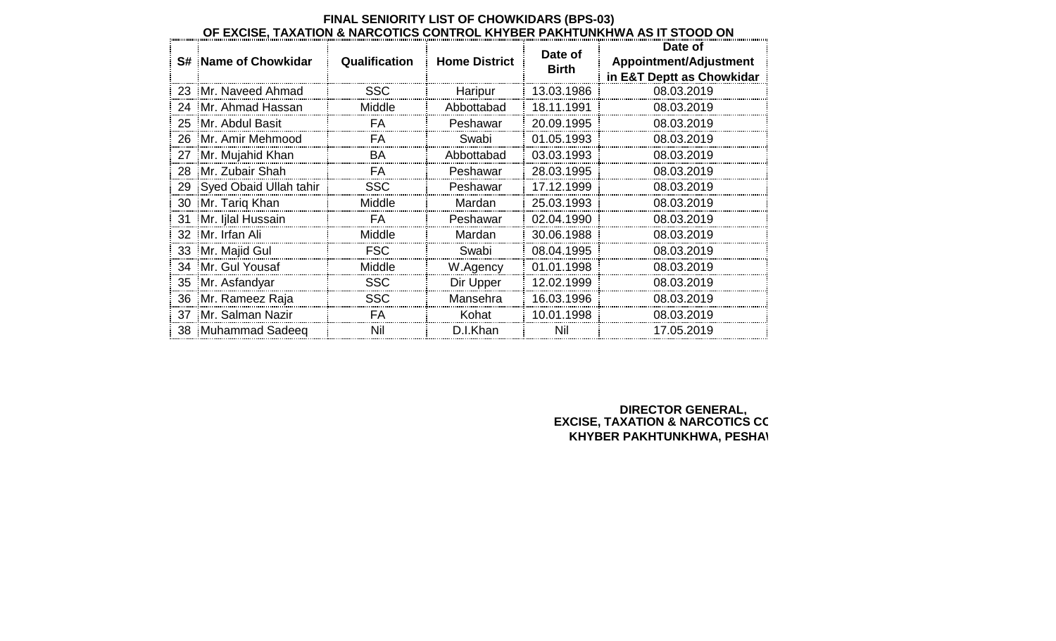**FINAL SENIORITY LIST OF CHOWKIDARS (BPS-03)**
**OF EXCISE, TAXATION & NARCOTICS CONTROL KHYBER PAKHTUNKHWA AS IT STOOD ON**

| S# | Name of Chowkidar | Qualification | Home District | Date of Birth | Date of Appointment/Adjustment in E&T Deptt as Chowkidar |
|---|---|---|---|---|---|
| 23 | Mr. Naveed Ahmad | SSC | Haripur | 13.03.1986 | 08.03.2019 |
| 24 | Mr. Ahmad Hassan | Middle | Abbottabad | 18.11.1991 | 08.03.2019 |
| 25 | Mr. Abdul Basit | FA | Peshawar | 20.09.1995 | 08.03.2019 |
| 26 | Mr. Amir Mehmood | FA | Swabi | 01.05.1993 | 08.03.2019 |
| 27 | Mr. Mujahid Khan | BA | Abbottabad | 03.03.1993 | 08.03.2019 |
| 28 | Mr. Zubair Shah | FA | Peshawar | 28.03.1995 | 08.03.2019 |
| 29 | Syed Obaid Ullah tahir | SSC | Peshawar | 17.12.1999 | 08.03.2019 |
| 30 | Mr. Tariq Khan | Middle | Mardan | 25.03.1993 | 08.03.2019 |
| 31 | Mr. Ijlal Hussain | FA | Peshawar | 02.04.1990 | 08.03.2019 |
| 32 | Mr. Irfan Ali | Middle | Mardan | 30.06.1988 | 08.03.2019 |
| 33 | Mr. Majid Gul | FSC | Swabi | 08.04.1995 | 08.03.2019 |
| 34 | Mr. Gul Yousaf | Middle | W.Agency | 01.01.1998 | 08.03.2019 |
| 35 | Mr. Asfandyar | SSC | Dir Upper | 12.02.1999 | 08.03.2019 |
| 36 | Mr. Rameez Raja | SSC | Mansehra | 16.03.1996 | 08.03.2019 |
| 37 | Mr. Salman Nazir | FA | Kohat | 10.01.1998 | 08.03.2019 |
| 38 | Muhammad Sadeeq | Nil | D.I.Khan | Nil | 17.05.2019 |

**DIRECTOR GENERAL,**
**EXCISE, TAXATION & NARCOTICS CC**
**KHYBER PAKHTUNKHWA, PESHA**